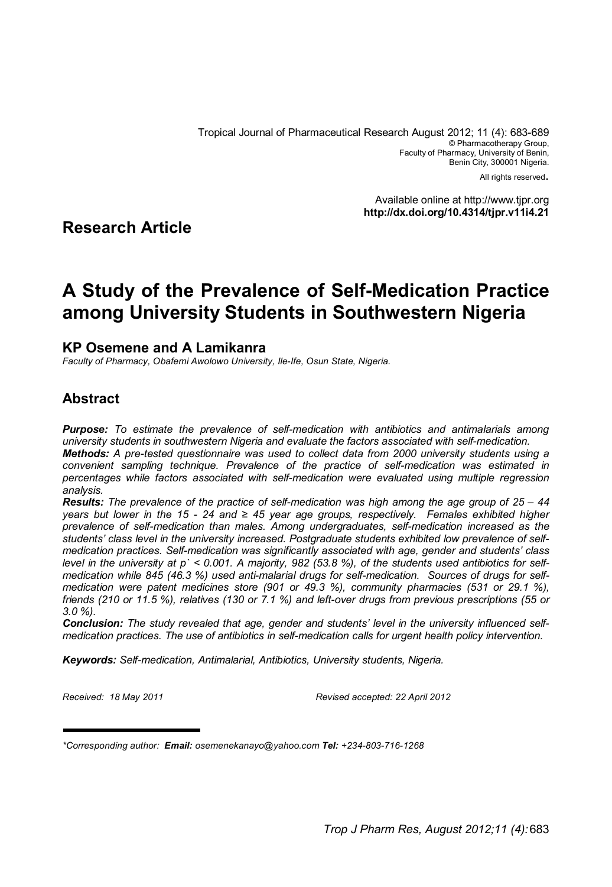Tropical Journal of Pharmaceutical Research August 2012; 11 (4): 683-689
© Pharmacotherapy Group,
Faculty of Pharmacy, University of Benin,
Benin City, 300001 Nigeria.
All rights reserved.

Available online at http://www.tjpr.org
**http://dx.doi.org/10.4314/tjpr.v11i4.21**

## Research Article

# A Study of the Prevalence of Self-Medication Practice among University Students in Southwestern Nigeria

**KP Osemene and A Lamikanra**

*Faculty of Pharmacy, Obafemi Awolowo University, Ile-Ife, Osun State, Nigeria.*

## Abstract

***Purpose:*** *To estimate the prevalence of self-medication with antibiotics and antimalarials among university students in southwestern Nigeria and evaluate the factors associated with self-medication.*

***Methods:*** *A pre-tested questionnaire was used to collect data from 2000 university students using a convenient sampling technique. Prevalence of the practice of self-medication was estimated in percentages while factors associated with self-medication were evaluated using multiple regression analysis.*

***Results:*** *The prevalence of the practice of self-medication was high among the age group of 25 – 44 years but lower in the 15 - 24 and ≥ 45 year age groups, respectively. Females exhibited higher prevalence of self-medication than males. Among undergraduates, self-medication increased as the students' class level in the university increased. Postgraduate students exhibited low prevalence of self-medication practices. Self-medication was significantly associated with age, gender and students' class level in the university at p` < 0.001. A majority, 982 (53.8 %), of the students used antibiotics for self-medication while 845 (46.3 %) used anti-malarial drugs for self-medication. Sources of drugs for self-medication were patent medicines store (901 or 49.3 %), community pharmacies (531 or 29.1 %), friends (210 or 11.5 %), relatives (130 or 7.1 %) and left-over drugs from previous prescriptions (55 or 3.0 %).*

***Conclusion:*** *The study revealed that age, gender and students' level in the university influenced self-medication practices. The use of antibiotics in self-medication calls for urgent health policy intervention.*

***Keywords:*** *Self-medication, Antimalarial, Antibiotics, University students, Nigeria.*

*Received: 18 May 2011* *Revised accepted: 22 April 2012*

---

**Corresponding author:* ***Email:*** *osemenekanayo@yahoo.com* ***Tel:*** *+234-803-716-1268*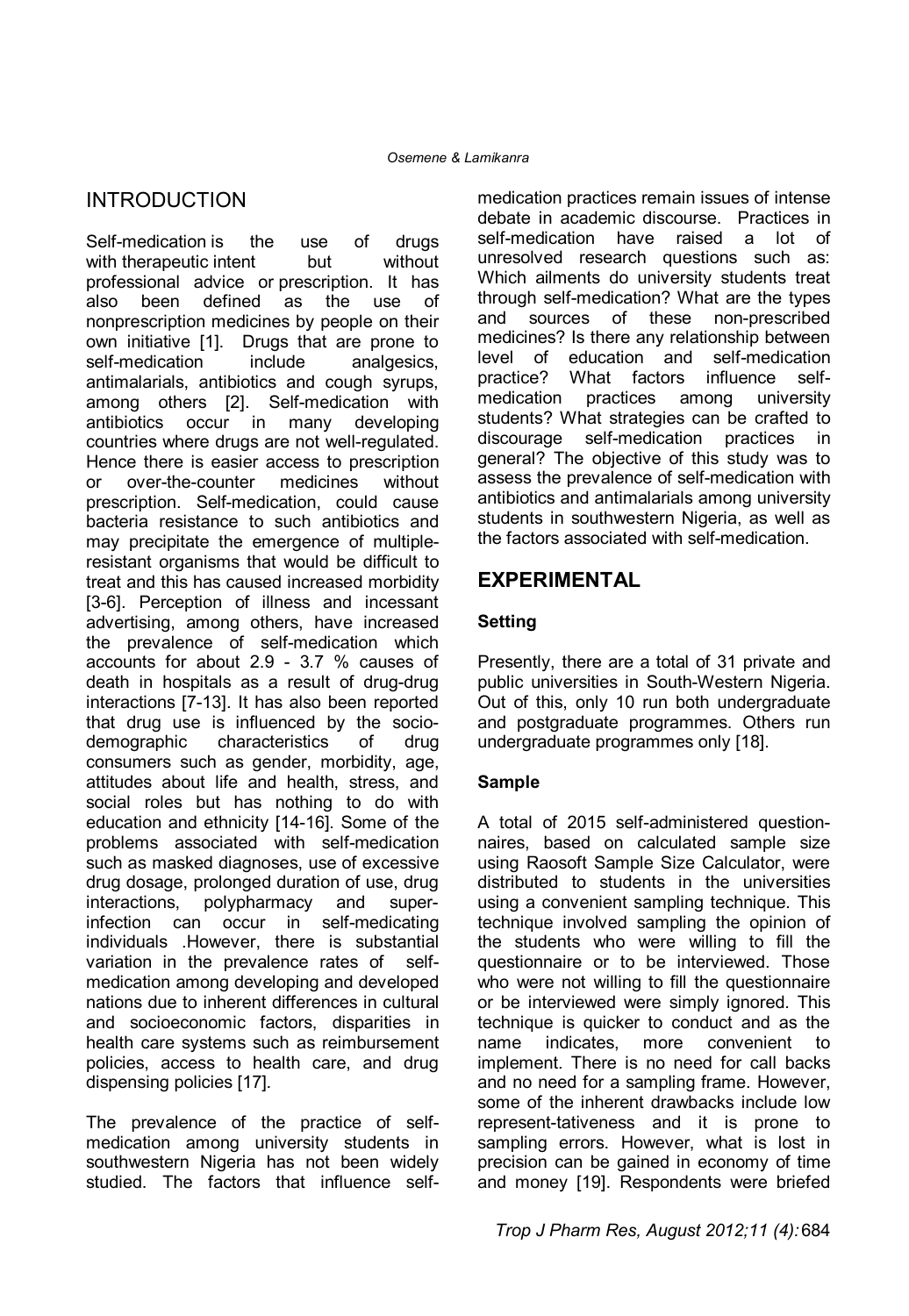## INTRODUCTION

Self-medication is the use of drugs with therapeutic intent but without professional advice or prescription. It has also been defined as the use of nonprescription medicines by people on their own initiative [1]. Drugs that are prone to self-medication include analgesics, antimalarials, antibiotics and cough syrups, among others [2]. Self-medication with antibiotics occur in many developing countries where drugs are not well-regulated. Hence there is easier access to prescription or over-the-counter medicines without prescription. Self-medication, could cause bacteria resistance to such antibiotics and may precipitate the emergence of multiple-resistant organisms that would be difficult to treat and this has caused increased morbidity [3-6]. Perception of illness and incessant advertising, among others, have increased the prevalence of self-medication which accounts for about 2.9 - 3.7 % causes of death in hospitals as a result of drug-drug interactions [7-13]. It has also been reported that drug use is influenced by the socio-demographic characteristics of drug consumers such as gender, morbidity, age, attitudes about life and health, stress, and social roles but has nothing to do with education and ethnicity [14-16]. Some of the problems associated with self-medication such as masked diagnoses, use of excessive drug dosage, prolonged duration of use, drug interactions, polypharmacy and super-infection can occur in self-medicating individuals .However, there is substantial variation in the prevalence rates of self-medication among developing and developed nations due to inherent differences in cultural and socioeconomic factors, disparities in health care systems such as reimbursement policies, access to health care, and drug dispensing policies [17].

The prevalence of the practice of self-medication among university students in southwestern Nigeria has not been widely studied. The factors that influence self-medication practices remain issues of intense debate in academic discourse. Practices in self-medication have raised a lot of unresolved research questions such as: Which ailments do university students treat through self-medication? What are the types and sources of these non-prescribed medicines? Is there any relationship between level of education and self-medication practice? What factors influence self-medication practices among university students? What strategies can be crafted to discourage self-medication practices in general? The objective of this study was to assess the prevalence of self-medication with antibiotics and antimalarials among university students in southwestern Nigeria, as well as the factors associated with self-medication.

## EXPERIMENTAL

### Setting

Presently, there are a total of 31 private and public universities in South-Western Nigeria. Out of this, only 10 run both undergraduate and postgraduate programmes. Others run undergraduate programmes only [18].

### Sample

A total of 2015 self-administered question-naires, based on calculated sample size using Raosoft Sample Size Calculator, were distributed to students in the universities using a convenient sampling technique. This technique involved sampling the opinion of the students who were willing to fill the questionnaire or to be interviewed. Those who were not willing to fill the questionnaire or be interviewed were simply ignored. This technique is quicker to conduct and as the name indicates, more convenient to implement. There is no need for call backs and no need for a sampling frame. However, some of the inherent drawbacks include low represent-tativeness and it is prone to sampling errors. However, what is lost in precision can be gained in economy of time and money [19]. Respondents were briefed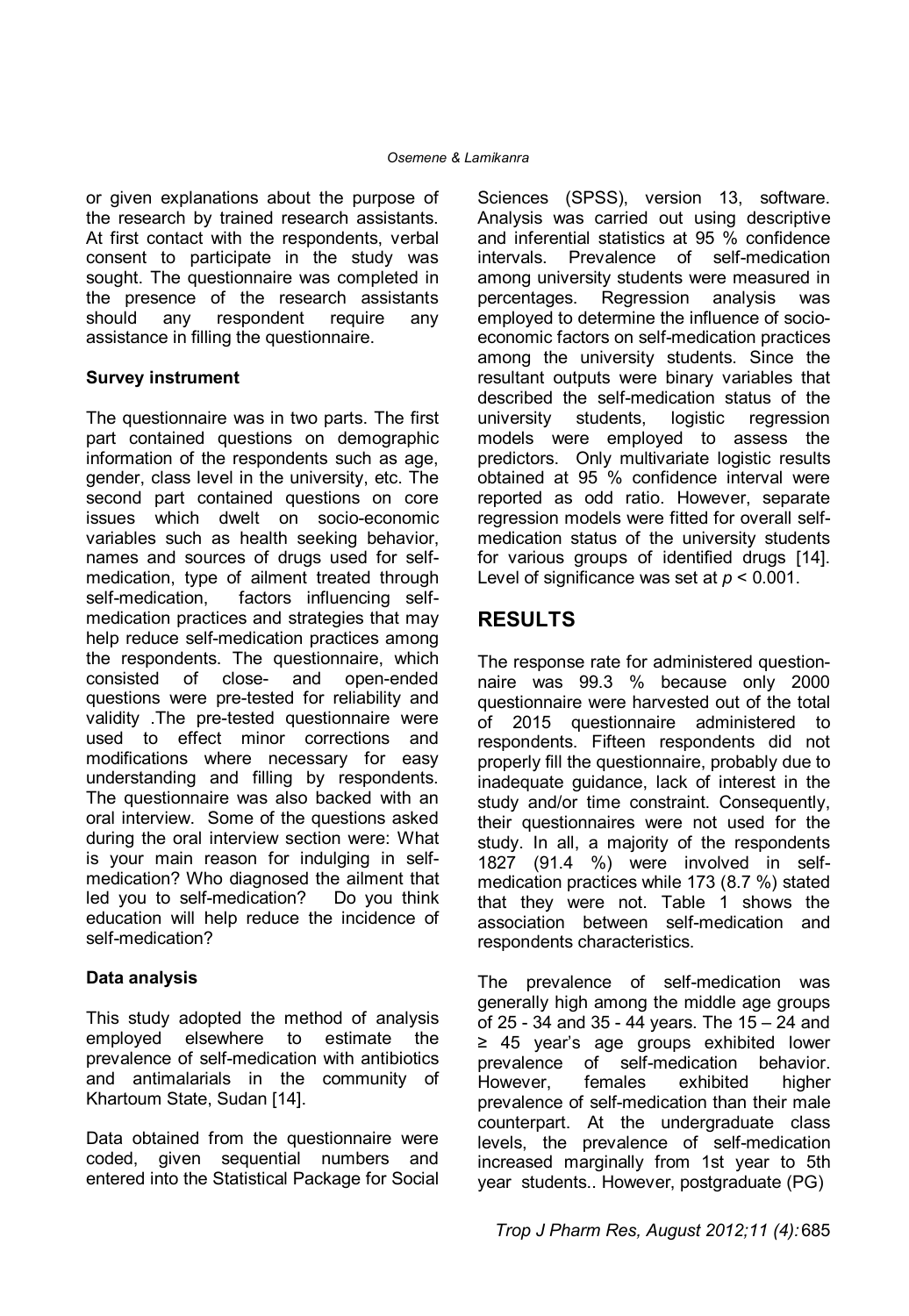or given explanations about the purpose of the research by trained research assistants. At first contact with the respondents, verbal consent to participate in the study was sought. The questionnaire was completed in the presence of the research assistants should any respondent require any assistance in filling the questionnaire.

**Survey instrument**

The questionnaire was in two parts. The first part contained questions on demographic information of the respondents such as age, gender, class level in the university, etc. The second part contained questions on core issues which dwelt on socio-economic variables such as health seeking behavior, names and sources of drugs used for self-medication, type of ailment treated through self-medication, factors influencing self-medication practices and strategies that may help reduce self-medication practices among the respondents. The questionnaire, which consisted of close- and open-ended questions were pre-tested for reliability and validity .The pre-tested questionnaire were used to effect minor corrections and modifications where necessary for easy understanding and filling by respondents. The questionnaire was also backed with an oral interview. Some of the questions asked during the oral interview section were: What is your main reason for indulging in self-medication? Who diagnosed the ailment that led you to self-medication? Do you think education will help reduce the incidence of self-medication?

**Data analysis**

This study adopted the method of analysis employed elsewhere to estimate the prevalence of self-medication with antibiotics and antimalarials in the community of Khartoum State, Sudan [14].

Data obtained from the questionnaire were coded, given sequential numbers and entered into the Statistical Package for Social Sciences (SPSS), version 13, software. Analysis was carried out using descriptive and inferential statistics at 95 % confidence intervals. Prevalence of self-medication among university students were measured in percentages. Regression analysis was employed to determine the influence of socio-economic factors on self-medication practices among the university students. Since the resultant outputs were binary variables that described the self-medication status of the university students, logistic regression models were employed to assess the predictors. Only multivariate logistic results obtained at 95 % confidence interval were reported as odd ratio. However, separate regression models were fitted for overall self-medication status of the university students for various groups of identified drugs [14]. Level of significance was set at $p < 0.001$.

## RESULTS

The response rate for administered questionnaire was 99.3 % because only 2000 questionnaire were harvested out of the total of 2015 questionnaire administered to respondents. Fifteen respondents did not properly fill the questionnaire, probably due to inadequate guidance, lack of interest in the study and/or time constraint. Consequently, their questionnaires were not used for the study. In all, a majority of the respondents 1827 (91.4 %) were involved in self-medication practices while 173 (8.7 %) stated that they were not. Table 1 shows the association between self-medication and respondents characteristics.

The prevalence of self-medication was generally high among the middle age groups of 25 - 34 and 35 - 44 years. The 15 – 24 and ≥ 45 year's age groups exhibited lower prevalence of self-medication behavior. However, females exhibited higher prevalence of self-medication than their male counterpart. At the undergraduate class levels, the prevalence of self-medication increased marginally from 1st year to 5th year students.. However, postgraduate (PG)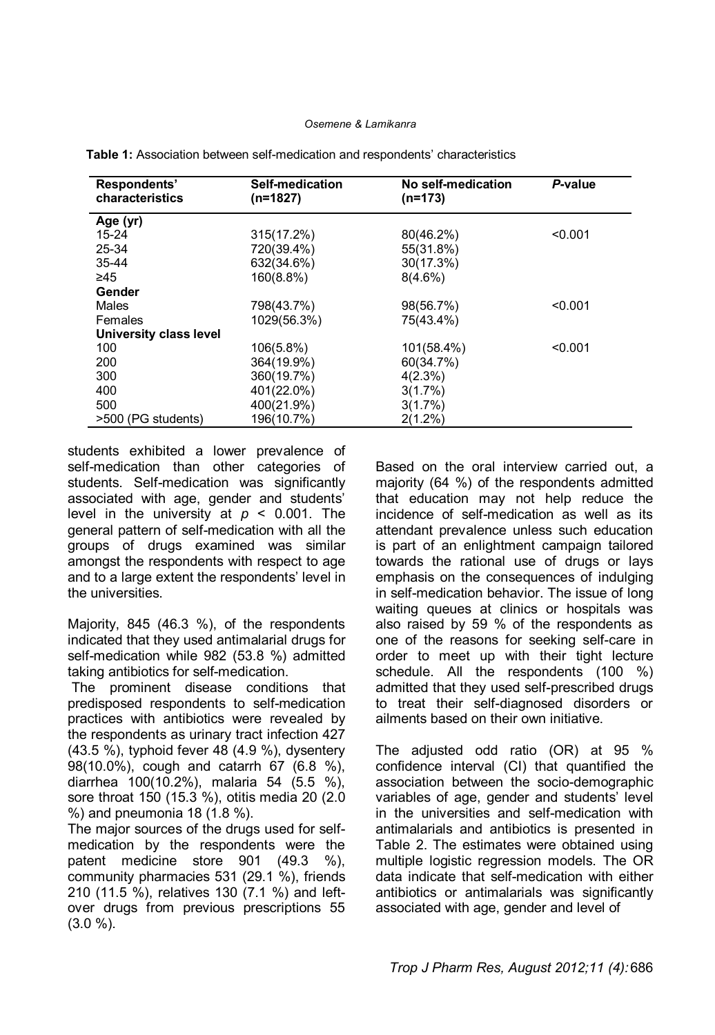**Table 1:** Association between self-medication and respondents' characteristics

| Respondents' characteristics | Self-medication (n=1827) | No self-medication (n=173) | *P*-value |
|---|---|---|---|
| **Age (yr)** | | | |
| 15-24 | 315(17.2%) | 80(46.2%) | <0.001 |
| 25-34 | 720(39.4%) | 55(31.8%) | |
| 35-44 | 632(34.6%) | 30(17.3%) | |
| ≥45 | 160(8.8%) | 8(4.6%) | |
| **Gender** | | | |
| Males | 798(43.7%) | 98(56.7%) | <0.001 |
| Females | 1029(56.3%) | 75(43.4%) | |
| **University class level** | | | |
| 100 | 106(5.8%) | 101(58.4%) | <0.001 |
| 200 | 364(19.9%) | 60(34.7%) | |
| 300 | 360(19.7%) | 4(2.3%) | |
| 400 | 401(22.0%) | 3(1.7%) | |
| 500 | 400(21.9%) | 3(1.7%) | |
| >500 (PG students) | 196(10.7%) | 2(1.2%) | |

students exhibited a lower prevalence of self-medication than other categories of students. Self-medication was significantly associated with age, gender and students' level in the university at $p < 0.001$. The general pattern of self-medication with all the groups of drugs examined was similar amongst the respondents with respect to age and to a large extent the respondents' level in the universities.

Majority, 845 (46.3 %), of the respondents indicated that they used antimalarial drugs for self-medication while 982 (53.8 %) admitted taking antibiotics for self-medication.

The prominent disease conditions that predisposed respondents to self-medication practices with antibiotics were revealed by the respondents as urinary tract infection 427 (43.5 %), typhoid fever 48 (4.9 %), dysentery 98(10.0%), cough and catarrh 67 (6.8 %), diarrhea 100(10.2%), malaria 54 (5.5 %), sore throat 150 (15.3 %), otitis media 20 (2.0 %) and pneumonia 18 (1.8 %).

The major sources of the drugs used for self-medication by the respondents were the patent medicine store 901 (49.3 %), community pharmacies 531 (29.1 %), friends 210 (11.5 %), relatives 130 (7.1 %) and left-over drugs from previous prescriptions 55 (3.0 %).

Based on the oral interview carried out, a majority (64 %) of the respondents admitted that education may not help reduce the incidence of self-medication as well as its attendant prevalence unless such education is part of an enlightment campaign tailored towards the rational use of drugs or lays emphasis on the consequences of indulging in self-medication behavior. The issue of long waiting queues at clinics or hospitals was also raised by 59 % of the respondents as one of the reasons for seeking self-care in order to meet up with their tight lecture schedule. All the respondents (100 %) admitted that they used self-prescribed drugs to treat their self-diagnosed disorders or ailments based on their own initiative.

The adjusted odd ratio (OR) at 95 % confidence interval (CI) that quantified the association between the socio-demographic variables of age, gender and students' level in the universities and self-medication with antimalarials and antibiotics is presented in Table 2. The estimates were obtained using multiple logistic regression models. The OR data indicate that self-medication with either antibiotics or antimalarials was significantly associated with age, gender and level of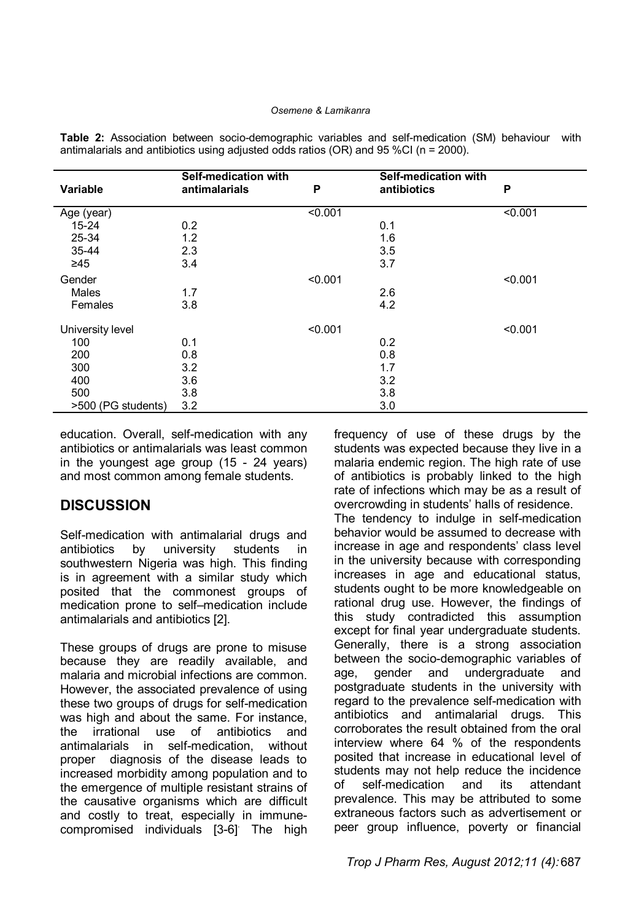**Table 2:** Association between socio-demographic variables and self-medication (SM) behaviour with antimalarials and antibiotics using adjusted odds ratios (OR) and 95 %CI (n = 2000).

| Variable | Self-medication with antimalarials | P | Self-medication with antibiotics | P |
|---|---|---|---|---|
| Age (year) | | <0.001 | | <0.001 |
| 15-24 | 0.2 | | 0.1 | |
| 25-34 | 1.2 | | 1.6 | |
| 35-44 | 2.3 | | 3.5 | |
| ≥45 | 3.4 | | 3.7 | |
| Gender | | <0.001 | | <0.001 |
| Males | 1.7 | | 2.6 | |
| Females | 3.8 | | 4.2 | |
| University level | | <0.001 | | <0.001 |
| 100 | 0.1 | | 0.2 | |
| 200 | 0.8 | | 0.8 | |
| 300 | 3.2 | | 1.7 | |
| 400 | 3.6 | | 3.2 | |
| 500 | 3.8 | | 3.8 | |
| >500 (PG students) | 3.2 | | 3.0 | |

education. Overall, self-medication with any antibiotics or antimalarials was least common in the youngest age group (15 - 24 years) and most common among female students.

## DISCUSSION

Self-medication with antimalarial drugs and antibiotics by university students in southwestern Nigeria was high. This finding is in agreement with a similar study which posited that the commonest groups of medication prone to self–medication include antimalarials and antibiotics [2].

These groups of drugs are prone to misuse because they are readily available, and malaria and microbial infections are common. However, the associated prevalence of using these two groups of drugs for self-medication was high and about the same. For instance, the irrational use of antibiotics and antimalarials in self-medication, without proper diagnosis of the disease leads to increased morbidity among population and to the emergence of multiple resistant strains of the causative organisms which are difficult and costly to treat, especially in immune-compromised individuals [3-6]. The high frequency of use of these drugs by the students was expected because they live in a malaria endemic region. The high rate of use of antibiotics is probably linked to the high rate of infections which may be as a result of overcrowding in students' halls of residence.

The tendency to indulge in self-medication behavior would be assumed to decrease with increase in age and respondents' class level in the university because with corresponding increases in age and educational status, students ought to be more knowledgeable on rational drug use. However, the findings of this study contradicted this assumption except for final year undergraduate students. Generally, there is a strong association between the socio-demographic variables of age, gender and undergraduate and postgraduate students in the university with regard to the prevalence self-medication with antibiotics and antimalarial drugs. This corroborates the result obtained from the oral interview where 64 % of the respondents posited that increase in educational level of students may not help reduce the incidence of self-medication and its attendant prevalence. This may be attributed to some extraneous factors such as advertisement or peer group influence, poverty or financial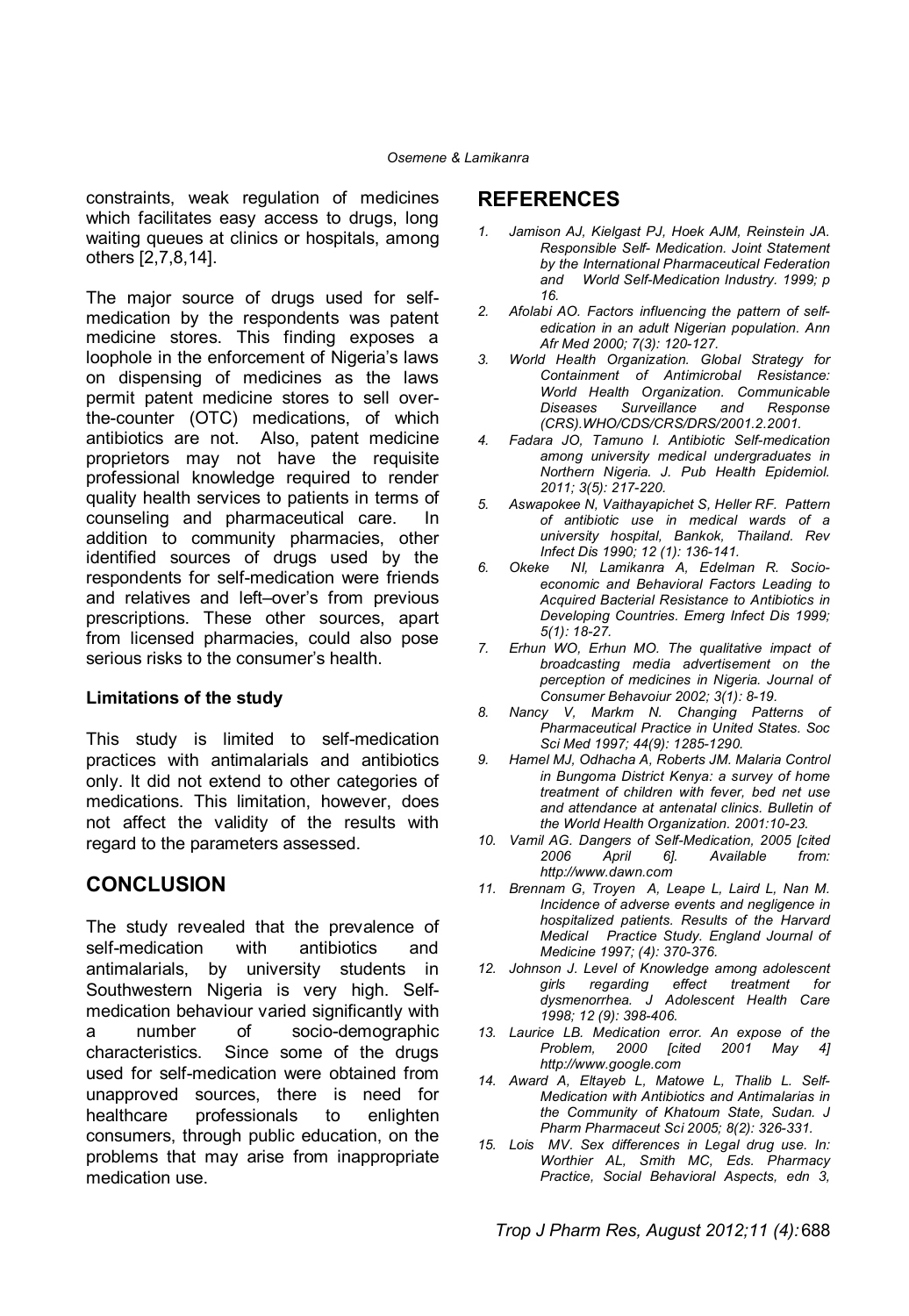constraints, weak regulation of medicines which facilitates easy access to drugs, long waiting queues at clinics or hospitals, among others [2,7,8,14].

The major source of drugs used for self-medication by the respondents was patent medicine stores. This finding exposes a loophole in the enforcement of Nigeria's laws on dispensing of medicines as the laws permit patent medicine stores to sell over-the-counter (OTC) medications, of which antibiotics are not. Also, patent medicine proprietors may not have the requisite professional knowledge required to render quality health services to patients in terms of counseling and pharmaceutical care. In addition to community pharmacies, other identified sources of drugs used by the respondents for self-medication were friends and relatives and left–over's from previous prescriptions. These other sources, apart from licensed pharmacies, could also pose serious risks to the consumer's health.

**Limitations of the study**

This study is limited to self-medication practices with antimalarials and antibiotics only. It did not extend to other categories of medications. This limitation, however, does not affect the validity of the results with regard to the parameters assessed.

## CONCLUSION

The study revealed that the prevalence of self-medication with antibiotics and antimalarials, by university students in Southwestern Nigeria is very high. Self-medication behaviour varied significantly with a number of socio-demographic characteristics. Since some of the drugs used for self-medication were obtained from unapproved sources, there is need for healthcare professionals to enlighten consumers, through public education, on the problems that may arise from inappropriate medication use.

## REFERENCES

1. *Jamison AJ, Kielgast PJ, Hoek AJM, Reinstein JA. Responsible Self- Medication. Joint Statement by the International Pharmaceutical Federation and World Self-Medication Industry. 1999; p 16.*
2. *Afolabi AO. Factors influencing the pattern of self-edication in an adult Nigerian population. Ann Afr Med 2000; 7(3): 120-127.*
3. *World Health Organization. Global Strategy for Containment of Antimicrobal Resistance: World Health Organization. Communicable Diseases Surveillance and Response (CRS).WHO/CDS/CRS/DRS/2001.2.2001.*
4. *Fadara JO, Tamuno I. Antibiotic Self-medication among university medical undergraduates in Northern Nigeria. J. Pub Health Epidemiol. 2011; 3(5): 217-220.*
5. *Aswapokee N, Vaithayapichet S, Heller RF. Pattern of antibiotic use in medical wards of a university hospital, Bankok, Thailand. Rev Infect Dis 1990; 12 (1): 136-141.*
6. *Okeke NI, Lamikanra A, Edelman R. Socio-economic and Behavioral Factors Leading to Acquired Bacterial Resistance to Antibiotics in Developing Countries. Emerg Infect Dis 1999; 5(1): 18-27.*
7. *Erhun WO, Erhun MO. The qualitative impact of broadcasting media advertisement on the perception of medicines in Nigeria. Journal of Consumer Behavoiur 2002; 3(1): 8-19.*
8. *Nancy V, Markm N. Changing Patterns of Pharmaceutical Practice in United States. Soc Sci Med 1997; 44(9): 1285-1290.*
9. *Hamel MJ, Odhacha A, Roberts JM. Malaria Control in Bungoma District Kenya: a survey of home treatment of children with fever, bed net use and attendance at antenatal clinics. Bulletin of the World Health Organization. 2001:10-23.*
10. *Vamil AG. Dangers of Self-Medication, 2005 [cited 2006 April 6]. Available from: http://www.dawn.com*
11. *Brennam G, Troyen A, Leape L, Laird L, Nan M. Incidence of adverse events and negligence in hospitalized patients. Results of the Harvard Medical Practice Study. England Journal of Medicine 1997; (4): 370-376.*
12. *Johnson J. Level of Knowledge among adolescent girls regarding effect treatment for dysmenorrhea. J Adolescent Health Care 1998; 12 (9): 398-406.*
13. *Laurice LB. Medication error. An expose of the Problem, 2000 [cited 2001 May 4] http://www.google.com*
14. *Award A, Eltayeb L, Matowe L, Thalib L. Self-Medication with Antibiotics and Antimalarias in the Community of Khatoum State, Sudan. J Pharm Pharmaceut Sci 2005; 8(2): 326-331.*
15. *Lois MV. Sex differences in Legal drug use. In: Worthier AL, Smith MC, Eds. Pharmacy Practice, Social Behavioral Aspects, edn 3,*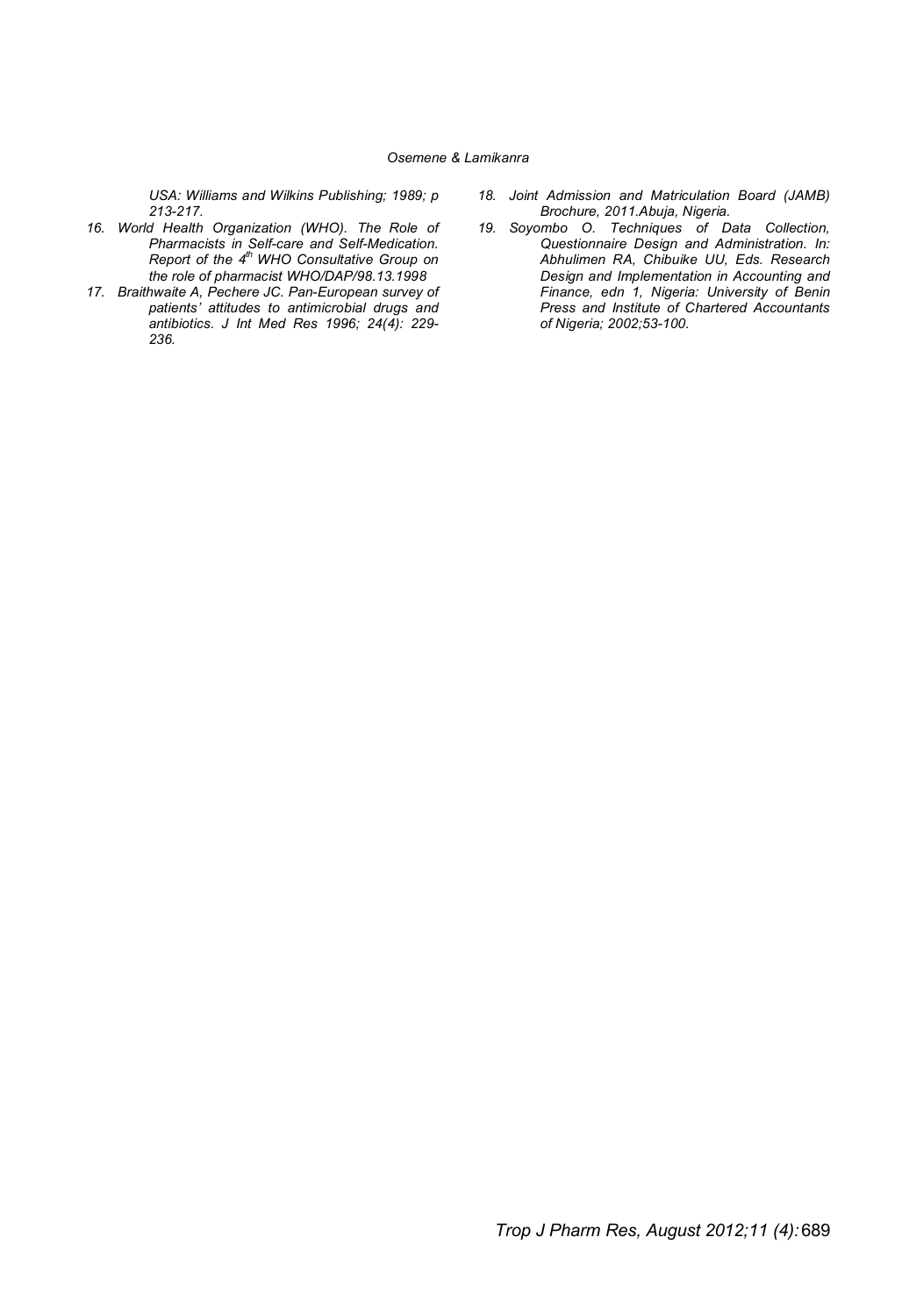USA: Williams and Wilkins Publishing; 1989; p 213-217.

16. World Health Organization (WHO). The Role of Pharmacists in Self-care and Self-Medication. Report of the 4th WHO Consultative Group on the role of pharmacist WHO/DAP/98.13.1998
17. Braithwaite A, Pechere JC. Pan-European survey of patients' attitudes to antimicrobial drugs and antibiotics. J Int Med Res 1996; 24(4): 229-236.
18. Joint Admission and Matriculation Board (JAMB) Brochure, 2011.Abuja, Nigeria.
19. Soyombo O. Techniques of Data Collection, Questionnaire Design and Administration. In: Abhulimen RA, Chibuike UU, Eds. Research Design and Implementation in Accounting and Finance, edn 1, Nigeria: University of Benin Press and Institute of Chartered Accountants of Nigeria; 2002;53-100.